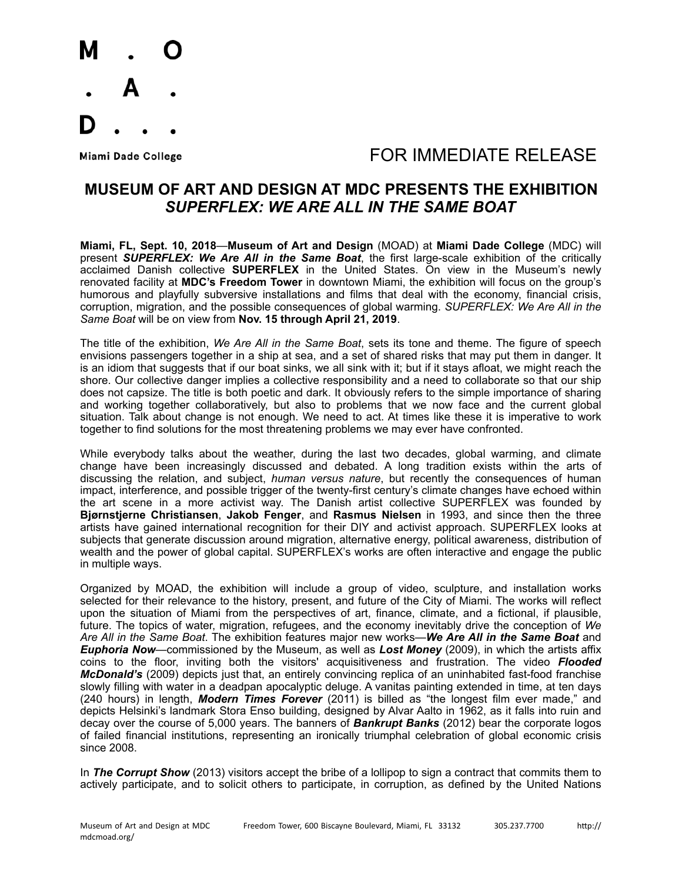M . O
. A .
D . . .

Miami Dade College

FOR IMMEDIATE RELEASE

# MUSEUM OF ART AND DESIGN AT MDC PRESENTS THE EXHIBITION *SUPERFLEX: WE ARE ALL IN THE SAME BOAT*

**Miami, FL, Sept. 10, 2018**—**Museum of Art and Design** (MOAD) at **Miami Dade College** (MDC) will present ***SUPERFLEX: We Are All in the Same Boat***, the first large-scale exhibition of the critically acclaimed Danish collective **SUPERFLEX** in the United States. On view in the Museum's newly renovated facility at **MDC's Freedom Tower** in downtown Miami, the exhibition will focus on the group's humorous and playfully subversive installations and films that deal with the economy, financial crisis, corruption, migration, and the possible consequences of global warming. *SUPERFLEX: We Are All in the Same Boat* will be on view from **Nov. 15 through April 21, 2019**.

The title of the exhibition, *We Are All in the Same Boat*, sets its tone and theme. The figure of speech envisions passengers together in a ship at sea, and a set of shared risks that may put them in danger. It is an idiom that suggests that if our boat sinks, we all sink with it; but if it stays afloat, we might reach the shore. Our collective danger implies a collective responsibility and a need to collaborate so that our ship does not capsize. The title is both poetic and dark. It obviously refers to the simple importance of sharing and working together collaboratively, but also to problems that we now face and the current global situation. Talk about change is not enough. We need to act. At times like these it is imperative to work together to find solutions for the most threatening problems we may ever have confronted.

While everybody talks about the weather, during the last two decades, global warming, and climate change have been increasingly discussed and debated. A long tradition exists within the arts of discussing the relation, and subject, *human versus nature*, but recently the consequences of human impact, interference, and possible trigger of the twenty-first century's climate changes have echoed within the art scene in a more activist way. The Danish artist collective SUPERFLEX was founded by **Bjørnstjerne Christiansen**, **Jakob Fenger**, and **Rasmus Nielsen** in 1993, and since then the three artists have gained international recognition for their DIY and activist approach. SUPERFLEX looks at subjects that generate discussion around migration, alternative energy, political awareness, distribution of wealth and the power of global capital. SUPERFLEX's works are often interactive and engage the public in multiple ways.

Organized by MOAD, the exhibition will include a group of video, sculpture, and installation works selected for their relevance to the history, present, and future of the City of Miami. The works will reflect upon the situation of Miami from the perspectives of art, finance, climate, and a fictional, if plausible, future. The topics of water, migration, refugees, and the economy inevitably drive the conception of *We Are All in the Same Boat*. The exhibition features major new works—***We Are All in the Same Boat*** and ***Euphoria Now***—commissioned by the Museum, as well as ***Lost Money*** (2009), in which the artists affix coins to the floor, inviting both the visitors' acquisitiveness and frustration. The video ***Flooded McDonald's*** (2009) depicts just that, an entirely convincing replica of an uninhabited fast-food franchise slowly filling with water in a deadpan apocalyptic deluge. A vanitas painting extended in time, at ten days (240 hours) in length, ***Modern Times Forever*** (2011) is billed as "the longest film ever made," and depicts Helsinki's landmark Stora Enso building, designed by Alvar Aalto in 1962, as it falls into ruin and decay over the course of 5,000 years. The banners of ***Bankrupt Banks*** (2012) bear the corporate logos of failed financial institutions, representing an ironically triumphal celebration of global economic crisis since 2008.

In ***The Corrupt Show*** (2013) visitors accept the bribe of a lollipop to sign a contract that commits them to actively participate, and to solicit others to participate, in corruption, as defined by the United Nations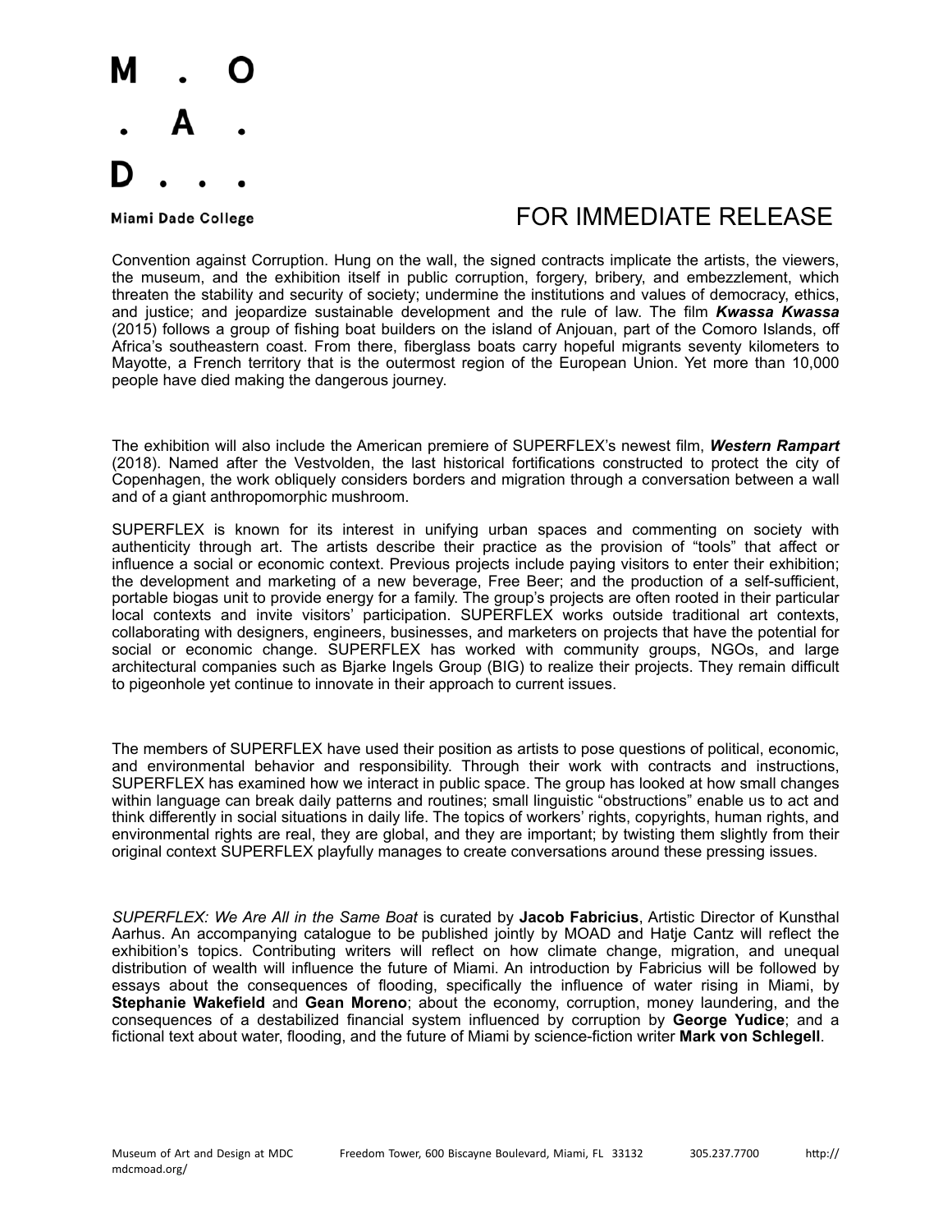Convention against Corruption. Hung on the wall, the signed contracts implicate the artists, the viewers, the museum, and the exhibition itself in public corruption, forgery, bribery, and embezzlement, which threaten the stability and security of society; undermine the institutions and values of democracy, ethics, and justice; and jeopardize sustainable development and the rule of law. The film ***Kwassa Kwassa*** (2015) follows a group of fishing boat builders on the island of Anjouan, part of the Comoro Islands, off Africa's southeastern coast. From there, fiberglass boats carry hopeful migrants seventy kilometers to Mayotte, a French territory that is the outermost region of the European Union. Yet more than 10,000 people have died making the dangerous journey.

The exhibition will also include the American premiere of SUPERFLEX's newest film, ***Western Rampart*** (2018). Named after the Vestvolden, the last historical fortifications constructed to protect the city of Copenhagen, the work obliquely considers borders and migration through a conversation between a wall and of a giant anthropomorphic mushroom.

SUPERFLEX is known for its interest in unifying urban spaces and commenting on society with authenticity through art. The artists describe their practice as the provision of "tools" that affect or influence a social or economic context. Previous projects include paying visitors to enter their exhibition; the development and marketing of a new beverage, Free Beer; and the production of a self-sufficient, portable biogas unit to provide energy for a family. The group's projects are often rooted in their particular local contexts and invite visitors' participation. SUPERFLEX works outside traditional art contexts, collaborating with designers, engineers, businesses, and marketers on projects that have the potential for social or economic change. SUPERFLEX has worked with community groups, NGOs, and large architectural companies such as Bjarke Ingels Group (BIG) to realize their projects. They remain difficult to pigeonhole yet continue to innovate in their approach to current issues.

The members of SUPERFLEX have used their position as artists to pose questions of political, economic, and environmental behavior and responsibility. Through their work with contracts and instructions, SUPERFLEX has examined how we interact in public space. The group has looked at how small changes within language can break daily patterns and routines; small linguistic "obstructions" enable us to act and think differently in social situations in daily life. The topics of workers' rights, copyrights, human rights, and environmental rights are real, they are global, and they are important; by twisting them slightly from their original context SUPERFLEX playfully manages to create conversations around these pressing issues.

*SUPERFLEX: We Are All in the Same Boat* is curated by **Jacob Fabricius**, Artistic Director of Kunsthal Aarhus. An accompanying catalogue to be published jointly by MOAD and Hatje Cantz will reflect the exhibition's topics. Contributing writers will reflect on how climate change, migration, and unequal distribution of wealth will influence the future of Miami. An introduction by Fabricius will be followed by essays about the consequences of flooding, specifically the influence of water rising in Miami, by **Stephanie Wakefield** and **Gean Moreno**; about the economy, corruption, money laundering, and the consequences of a destabilized financial system influenced by corruption by **George Yudice**; and a fictional text about water, flooding, and the future of Miami by science-fiction writer **Mark von Schlegell**.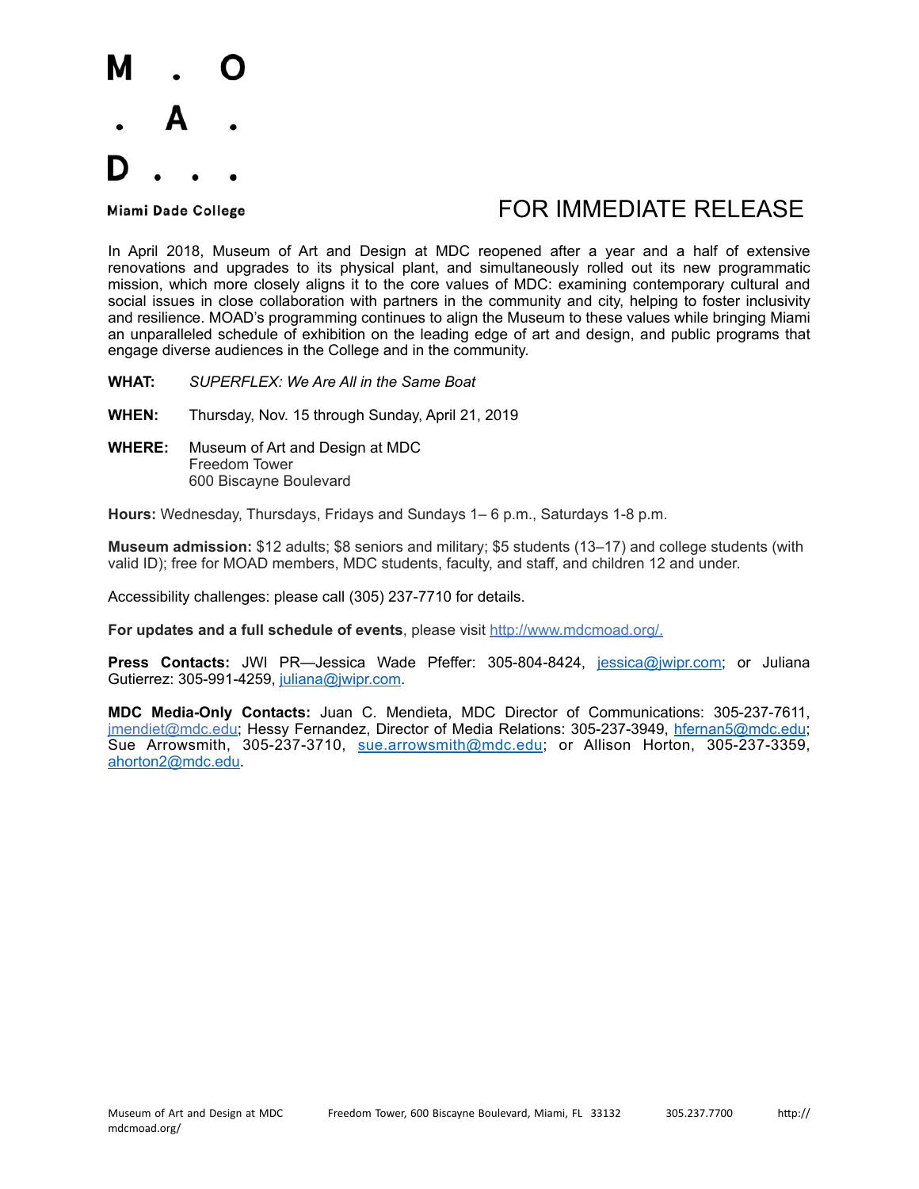M . O
. A .
D . . .

Miami Dade College

FOR IMMEDIATE RELEASE

In April 2018, Museum of Art and Design at MDC reopened after a year and a half of extensive renovations and upgrades to its physical plant, and simultaneously rolled out its new programmatic mission, which more closely aligns it to the core values of MDC: examining contemporary cultural and social issues in close collaboration with partners in the community and city, helping to foster inclusivity and resilience. MOAD's programming continues to align the Museum to these values while bringing Miami an unparalleled schedule of exhibition on the leading edge of art and design, and public programs that engage diverse audiences in the College and in the community.

**WHAT:** *SUPERFLEX: We Are All in the Same Boat*

**WHEN:** Thursday, Nov. 15 through Sunday, April 21, 2019

**WHERE:** Museum of Art and Design at MDC
Freedom Tower
600 Biscayne Boulevard

**Hours:** Wednesday, Thursdays, Fridays and Sundays 1– 6 p.m., Saturdays 1-8 p.m.

**Museum admission:** $12 adults; $8 seniors and military; $5 students (13–17) and college students (with valid ID); free for MOAD members, MDC students, faculty, and staff, and children 12 and under.

Accessibility challenges: please call (305) 237-7710 for details.

**For updates and a full schedule of events**, please visit http://www.mdcmoad.org/.

**Press Contacts:** JWI PR—Jessica Wade Pfeffer: 305-804-8424, jessica@jwipr.com; or Juliana Gutierrez: 305-991-4259, juliana@jwipr.com.

**MDC Media-Only Contacts:** Juan C. Mendieta, MDC Director of Communications: 305-237-7611, jmendiet@mdc.edu; Hessy Fernandez, Director of Media Relations: 305-237-3949, hfernan5@mdc.edu; Sue Arrowsmith, 305-237-3710, sue.arrowsmith@mdc.edu; or Allison Horton, 305-237-3359, ahorton2@mdc.edu.